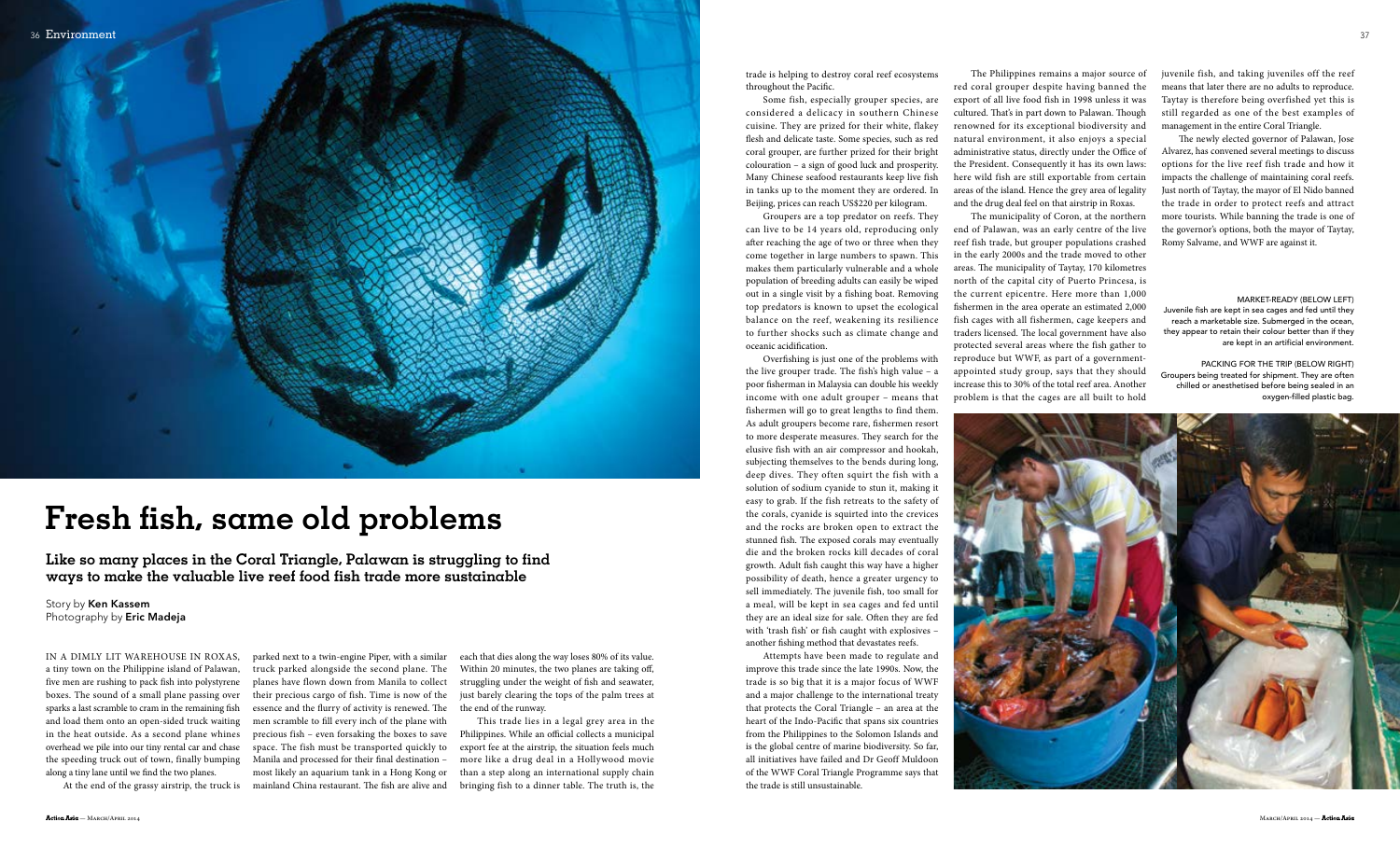# Fresh fish, same old problems

**Like so many places in the Coral Triangle, Palawan is struggling to find ways to make the valuable live reef food fish trade more sustainable**

Story by **Ken Kassem**
Photography by **Eric Madeja**

IN A DIMLY LIT WAREHOUSE IN ROXAS, a tiny town on the Philippine island of Palawan, five men are rushing to pack fish into polystyrene boxes. The sound of a small plane passing over sparks a last scramble to cram in the remaining fish and load them onto an open-sided truck waiting in the heat outside. As a second plane whines overhead we pile into our tiny rental car and chase the speeding truck out of town, finally bumping along a tiny lane until we find the two planes.

At the end of the grassy airstrip, the truck is parked next to a twin-engine Piper, with a similar truck parked alongside the second plane. The planes have flown down from Manila to collect their precious cargo of fish. Time is now of the essence and the flurry of activity is renewed. The men scramble to fill every inch of the plane with precious fish – even forsaking the boxes to save space. The fish must be transported quickly to Manila and processed for their final destination – most likely an aquarium tank in a Hong Kong or mainland China restaurant. The fish are alive and each that dies along the way loses 80% of its value. Within 20 minutes, the two planes are taking off, struggling under the weight of fish and seawater, just barely clearing the tops of the palm trees at the end of the runway.

This trade lies in a legal grey area in the Philippines. While an official collects a municipal export fee at the airstrip, the situation feels much more like a drug deal in a Hollywood movie than a step along an international supply chain bringing fish to a dinner table. The truth is, the trade is helping to destroy coral reef ecosystems throughout the Pacific.

Some fish, especially grouper species, are considered a delicacy in southern Chinese cuisine. They are prized for their white, flakey flesh and delicate taste. Some species, such as red coral grouper, are further prized for their bright colouration – a sign of good luck and prosperity. Many Chinese seafood restaurants keep live fish in tanks up to the moment they are ordered. In Beijing, prices can reach US$220 per kilogram.

Groupers are a top predator on reefs. They can live to be 14 years old, reproducing only after reaching the age of two or three when they come together in large numbers to spawn. This makes them particularly vulnerable and a whole population of breeding adults can easily be wiped out in a single visit by a fishing boat. Removing top predators is known to upset the ecological balance on the reef, weakening its resilience to further shocks such as climate change and oceanic acidification.

Overfishing is just one of the problems with the live grouper trade. The fish's high value – a poor fisherman in Malaysia can double his weekly income with one adult grouper – means that fishermen will go to great lengths to find them. As adult groupers become rare, fishermen resort to more desperate measures. They search for the elusive fish with an air compressor and hookah, subjecting themselves to the bends during long, deep dives. They often squirt the fish with a solution of sodium cyanide to stun it, making it easy to grab. If the fish retreats to the safety of the corals, cyanide is squirted into the crevices and the rocks are broken open to extract the stunned fish. The exposed corals may eventually die and the broken rocks kill decades of coral growth. Adult fish caught this way have a higher possibility of death, hence a greater urgency to sell immediately. The juvenile fish, too small for a meal, will be kept in sea cages and fed until they are an ideal size for sale. Often they are fed with 'trash fish' or fish caught with explosives – another fishing method that devastates reefs.

Attempts have been made to regulate and improve this trade since the late 1990s. Now, the trade is so big that it is a major focus of WWF and a major challenge to the international treaty that protects the Coral Triangle – an area at the heart of the Indo-Pacific that spans six countries from the Philippines to the Solomon Islands and is the global centre of marine biodiversity. So far, all initiatives have failed and Dr Geoff Muldoon of the WWF Coral Triangle Programme says that the trade is still unsustainable.

The Philippines remains a major source of red coral grouper despite having banned the export of all live food fish in 1998 unless it was cultured. That's in part down to Palawan. Though renowned for its exceptional biodiversity and natural environment, it also enjoys a special administrative status, directly under the Office of the President. Consequently it has its own laws: here wild fish are still exportable from certain areas of the island. Hence the grey area of legality and the drug deal feel on that airstrip in Roxas.

The municipality of Coron, at the northern end of Palawan, was an early centre of the live reef fish trade, but grouper populations crashed in the early 2000s and the trade moved to other areas. The municipality of Taytay, 170 kilometres north of the capital city of Puerto Princesa, is the current epicentre. Here more than 1,000 fishermen in the area operate an estimated 2,000 fish cages with all fishermen, cage keepers and traders licensed. The local government have also protected several areas where the fish gather to reproduce but WWF, as part of a government-appointed study group, says that they should increase this to 30% of the total reef area. Another problem is that the cages are all built to hold juvenile fish, and taking juveniles off the reef means that later there are no adults to reproduce. Taytay is therefore being overfished yet this is still regarded as one of the best examples of management in the entire Coral Triangle.

The newly elected governor of Palawan, Jose Alvarez, has convened several meetings to discuss options for the live reef fish trade and how it impacts the challenge of maintaining coral reefs. Just north of Taytay, the mayor of El Nido banned the trade in order to protect reefs and attract more tourists. While banning the trade is one of the governor's options, both the mayor of Taytay, Romy Salvame, and WWF are against it.

MARKET-READY (BELOW LEFT)
Juvenile fish are kept in sea cages and fed until they reach a marketable size. Submerged in the ocean, they appear to retain their colour better than if they are kept in an artificial environment.

PACKING FOR THE TRIP (BELOW RIGHT)
Groupers being treated for shipment. They are often chilled or anesthetised before being sealed in an oxygen-filled plastic bag.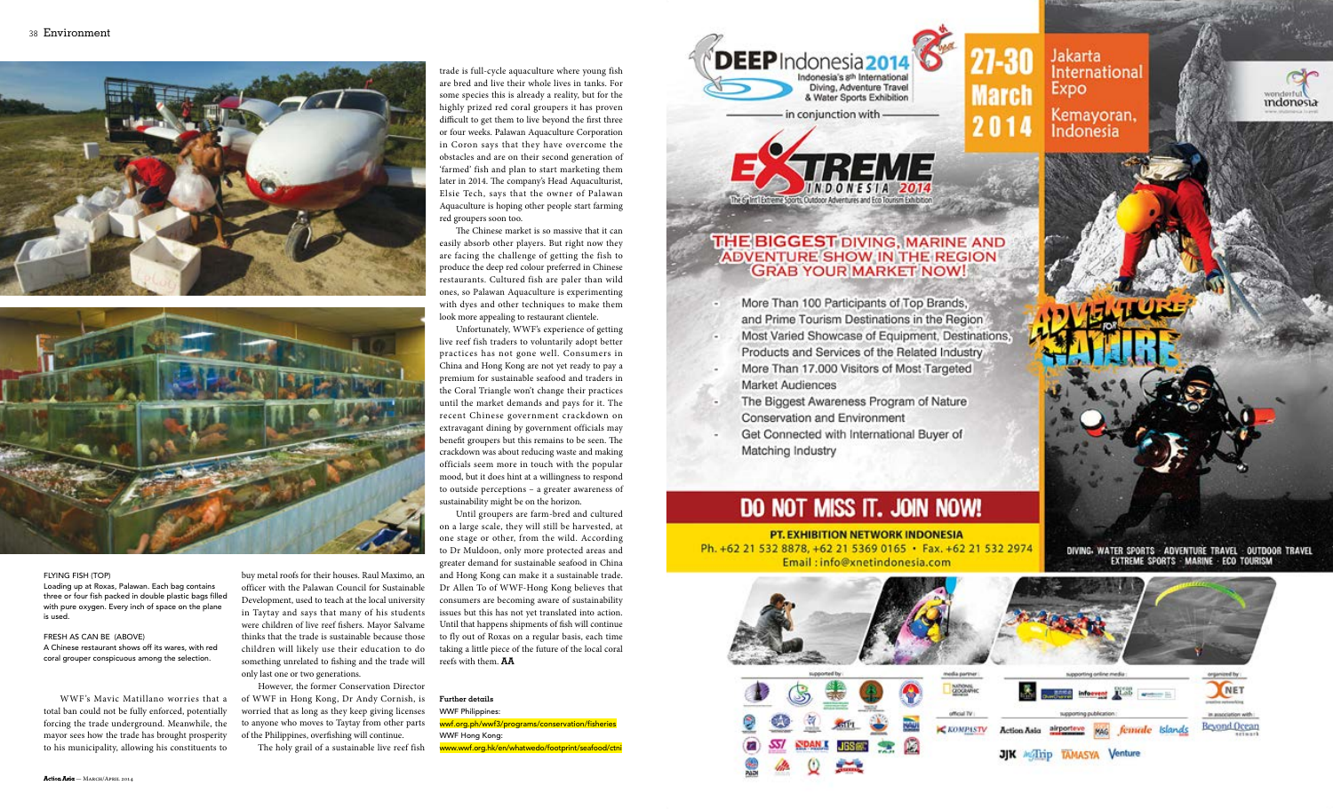FLYING FISH (TOP)
Loading up at Roxas, Palawan. Each bag contains three or four fish packed in double plastic bags filled with pure oxygen. Every inch of space on the plane is used.

FRESH AS CAN BE (ABOVE)
A Chinese restaurant shows off its wares, with red coral grouper conspicuous among the selection.

WWF's Mavic Matillano worries that a total ban could not be fully enforced, potentially forcing the trade underground. Meanwhile, the mayor sees how the trade has brought prosperity to his municipality, allowing his constituents to buy metal roofs for their houses. Raul Maximo, an officer with the Palawan Council for Sustainable Development, used to teach at the local university in Taytay and says that many of his students were children of live reef fishers. Mayor Salvame thinks that the trade is sustainable because those children will likely use their education to do something unrelated to fishing and the trade will only last one or two generations.

However, the former Conservation Director of WWF in Hong Kong, Dr Andy Cornish, is worried that as long as they keep giving licenses to anyone who moves to Taytay from other parts of the Philippines, overfishing will continue.

The holy grail of a sustainable live reef fish trade is full-cycle aquaculture where young fish are bred and live their whole lives in tanks. For some species this is already a reality, but for the highly prized red coral groupers it has proven difficult to get them to live beyond the first three or four weeks. Palawan Aquaculture Corporation in Coron says that they have overcome the obstacles and are on their second generation of 'farmed' fish and plan to start marketing them later in 2014. The company's Head Aquaculturist, Elsie Tech, says that the owner of Palawan Aquaculture is hoping other people start farming red groupers soon too.

The Chinese market is so massive that it can easily absorb other players. But right now they are facing the challenge of getting the fish to produce the deep red colour preferred in Chinese restaurants. Cultured fish are paler than wild ones, so Palawan Aquaculture is experimenting with dyes and other techniques to make them look more appealing to restaurant clientele.

Unfortunately, WWF's experience of getting live reef fish traders to voluntarily adopt better practices has not gone well. Consumers in China and Hong Kong are not yet ready to pay a premium for sustainable seafood and traders in the Coral Triangle won't change their practices until the market demands and pays for it. The recent Chinese government crackdown on extravagant dining by government officials may benefit groupers but this remains to be seen. The crackdown was about reducing waste and making officials seem more in touch with the popular mood, but it does hint at a willingness to respond to outside perceptions – a greater awareness of sustainability might be on the horizon.

Until groupers are farm-bred and cultured on a large scale, they will still be harvested, at one stage or other, from the wild. According to Dr Muldoon, only more protected areas and greater demand for sustainable seafood in China and Hong Kong can make it a sustainable trade. Dr Allen To of WWF-Hong Kong believes that consumers are becoming aware of sustainability issues but this has not yet translated into action. Until that happens shipments of fish will continue to fly out of Roxas on a regular basis, each time taking a little piece of the future of the local coral reefs with them. **AA**

**Further details**
WWF Philippines:
wwf.org.ph/wwf3/programs/conservation/fisheries
WWF Hong Kong:
www.wwf.org.hk/en/whatwedo/footprint/seafood/ctni